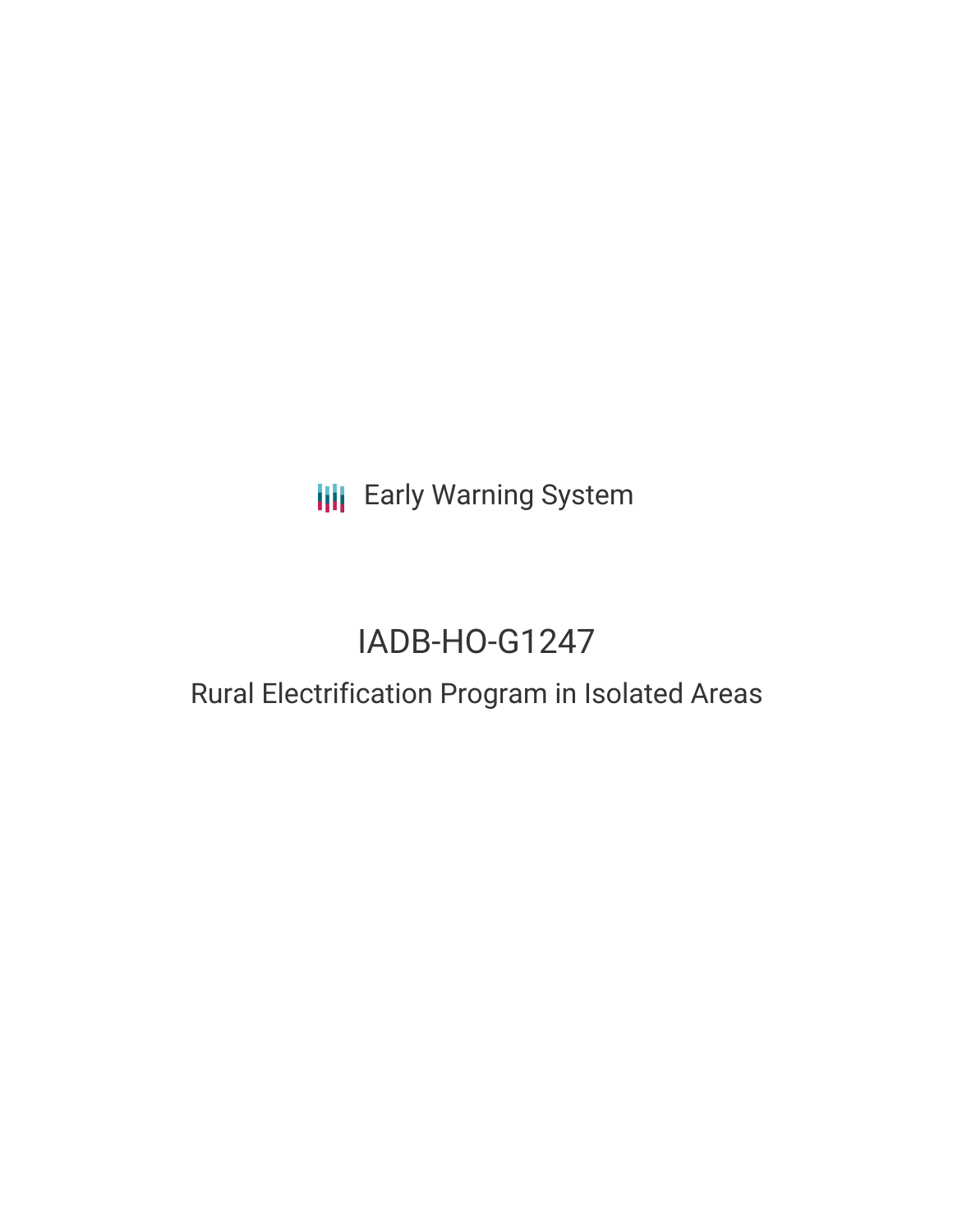Early Warning System

# IADB-HO-G1247

## Rural Electrification Program in Isolated Areas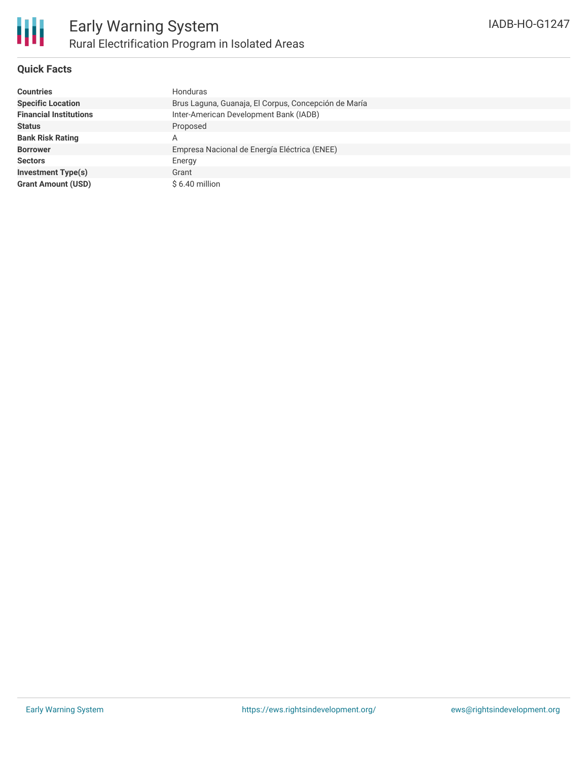# Early Warning System

## Rural Electrification Program in Isolated Areas

IADB-HO-G1247

### Quick Facts

| | |
|---|---|
| **Countries** | Honduras |
| **Specific Location** | Brus Laguna, Guanaja, El Corpus, Concepción de María |
| **Financial Institutions** | Inter-American Development Bank (IADB) |
| **Status** | Proposed |
| **Bank Risk Rating** | A |
| **Borrower** | Empresa Nacional de Energía Eléctrica (ENEE) |
| **Sectors** | Energy |
| **Investment Type(s)** | Grant |
| **Grant Amount (USD)** | $ 6.40 million |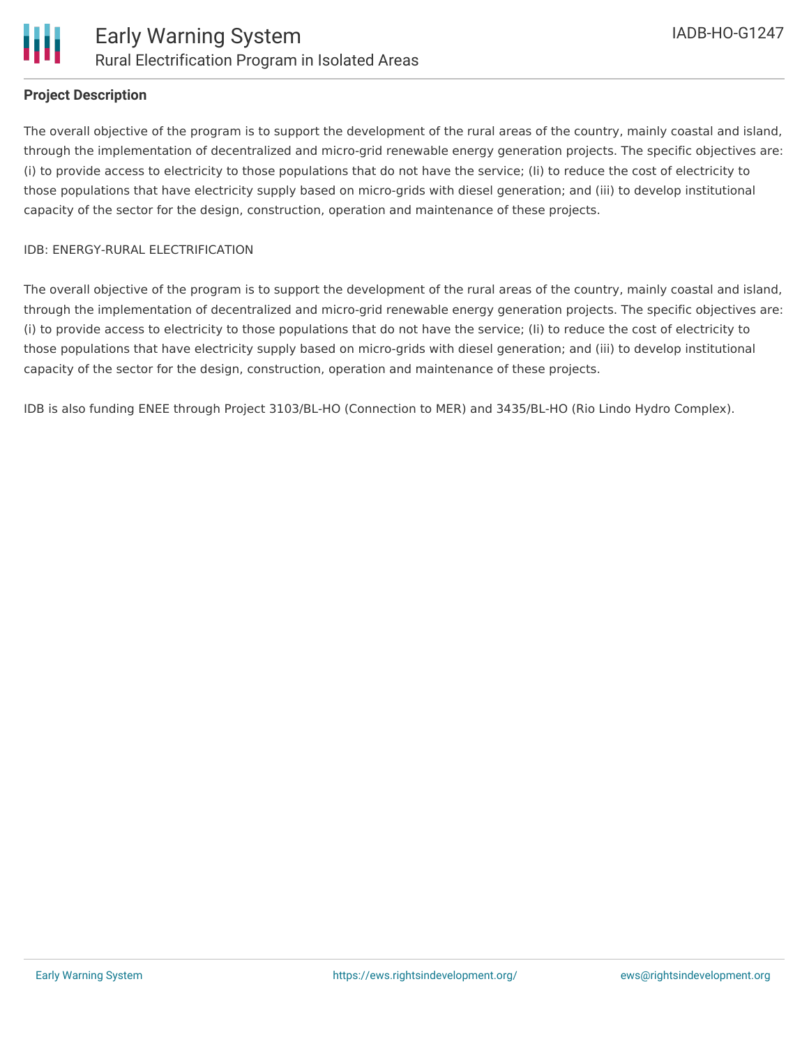## Project Description

The overall objective of the program is to support the development of the rural areas of the country, mainly coastal and island, through the implementation of decentralized and micro-grid renewable energy generation projects. The specific objectives are: (i) to provide access to electricity to those populations that do not have the service; (Ii) to reduce the cost of electricity to those populations that have electricity supply based on micro-grids with diesel generation; and (iii) to develop institutional capacity of the sector for the design, construction, operation and maintenance of these projects.

IDB: ENERGY-RURAL ELECTRIFICATION

The overall objective of the program is to support the development of the rural areas of the country, mainly coastal and island, through the implementation of decentralized and micro-grid renewable energy generation projects. The specific objectives are: (i) to provide access to electricity to those populations that do not have the service; (Ii) to reduce the cost of electricity to those populations that have electricity supply based on micro-grids with diesel generation; and (iii) to develop institutional capacity of the sector for the design, construction, operation and maintenance of these projects.

IDB is also funding ENEE through Project 3103/BL-HO (Connection to MER) and 3435/BL-HO (Rio Lindo Hydro Complex).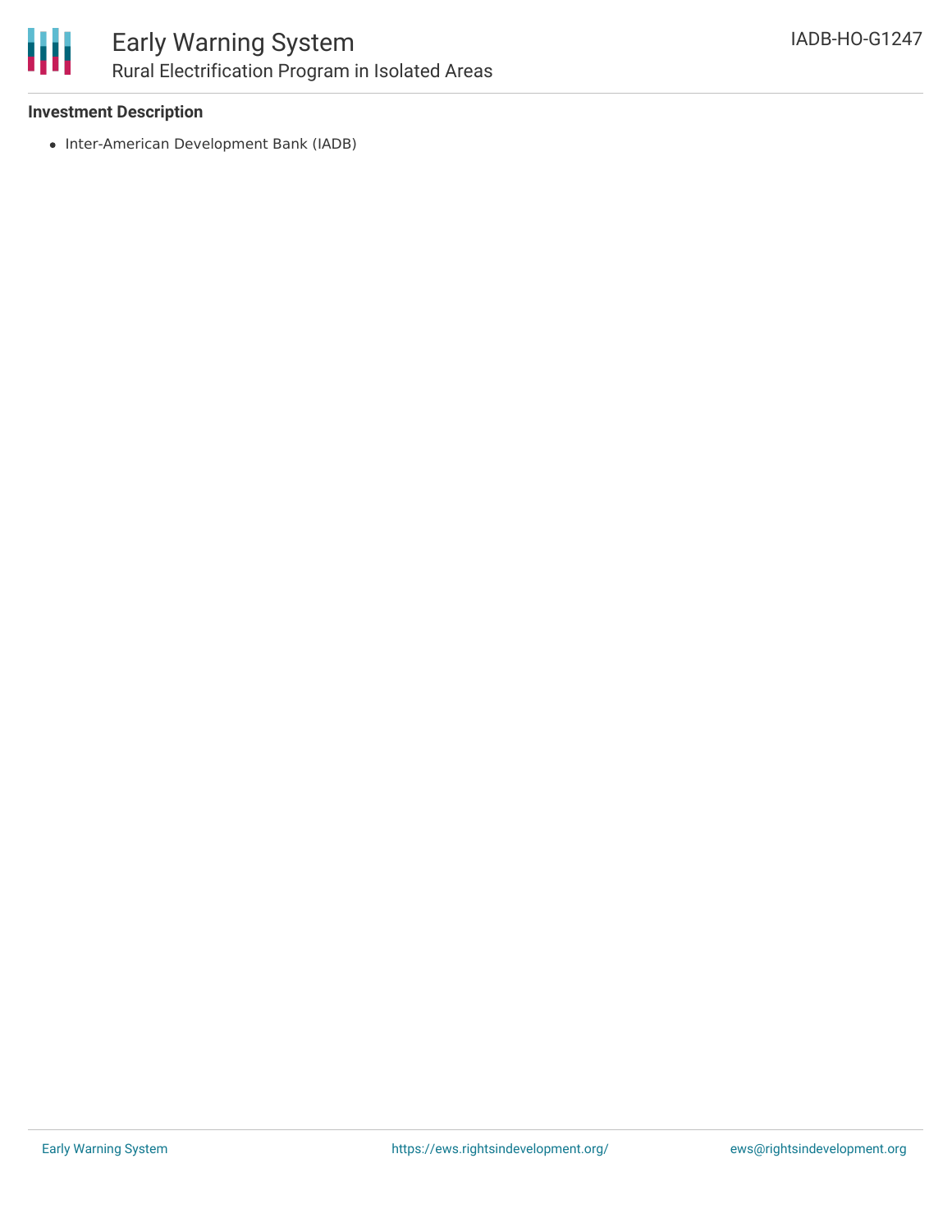### Investment Description

- Inter-American Development Bank (IADB)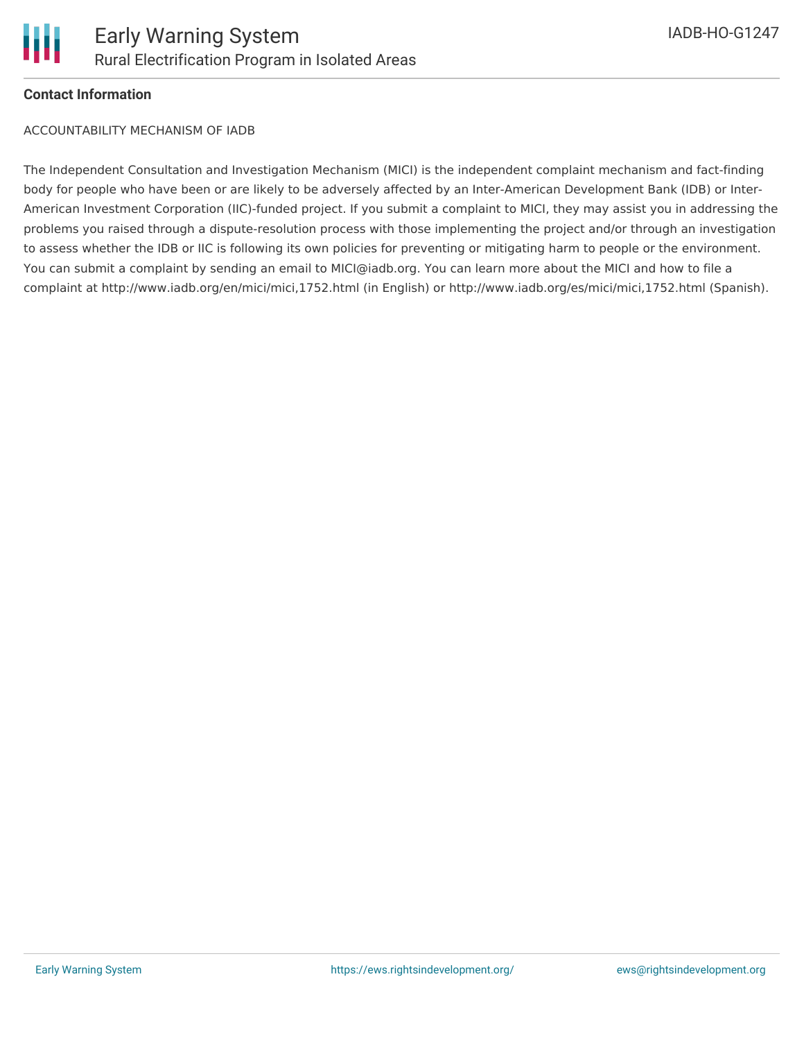**Contact Information**

ACCOUNTABILITY MECHANISM OF IADB

The Independent Consultation and Investigation Mechanism (MICI) is the independent complaint mechanism and fact-finding body for people who have been or are likely to be adversely affected by an Inter-American Development Bank (IDB) or Inter-American Investment Corporation (IIC)-funded project. If you submit a complaint to MICI, they may assist you in addressing the problems you raised through a dispute-resolution process with those implementing the project and/or through an investigation to assess whether the IDB or IIC is following its own policies for preventing or mitigating harm to people or the environment. You can submit a complaint by sending an email to MICI@iadb.org. You can learn more about the MICI and how to file a complaint at http://www.iadb.org/en/mici/mici,1752.html (in English) or http://www.iadb.org/es/mici/mici,1752.html (Spanish).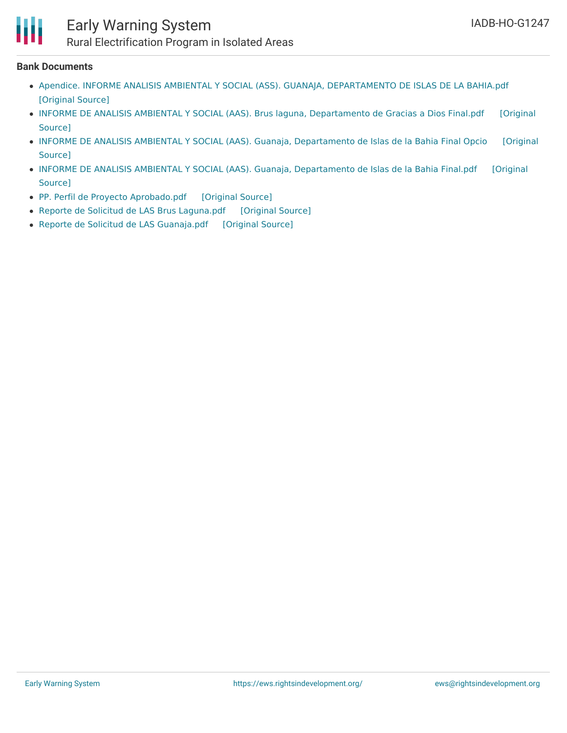**Bank Documents**

- Apendice. INFORME ANALISIS AMBIENTAL Y SOCIAL (ASS). GUANAJA, DEPARTAMENTO DE ISLAS DE LA BAHIA.pdf [Original Source]
- INFORME DE ANALISIS AMBIENTAL Y SOCIAL (AAS). Brus laguna, Departamento de Gracias a Dios Final.pdf [Original Source]
- INFORME DE ANALISIS AMBIENTAL Y SOCIAL (AAS). Guanaja, Departamento de Islas de la Bahia Final Opcio [Original Source]
- INFORME DE ANALISIS AMBIENTAL Y SOCIAL (AAS). Guanaja, Departamento de Islas de la Bahia Final.pdf [Original Source]
- PP. Perfil de Proyecto Aprobado.pdf [Original Source]
- Reporte de Solicitud de LAS Brus Laguna.pdf [Original Source]
- Reporte de Solicitud de LAS Guanaja.pdf [Original Source]